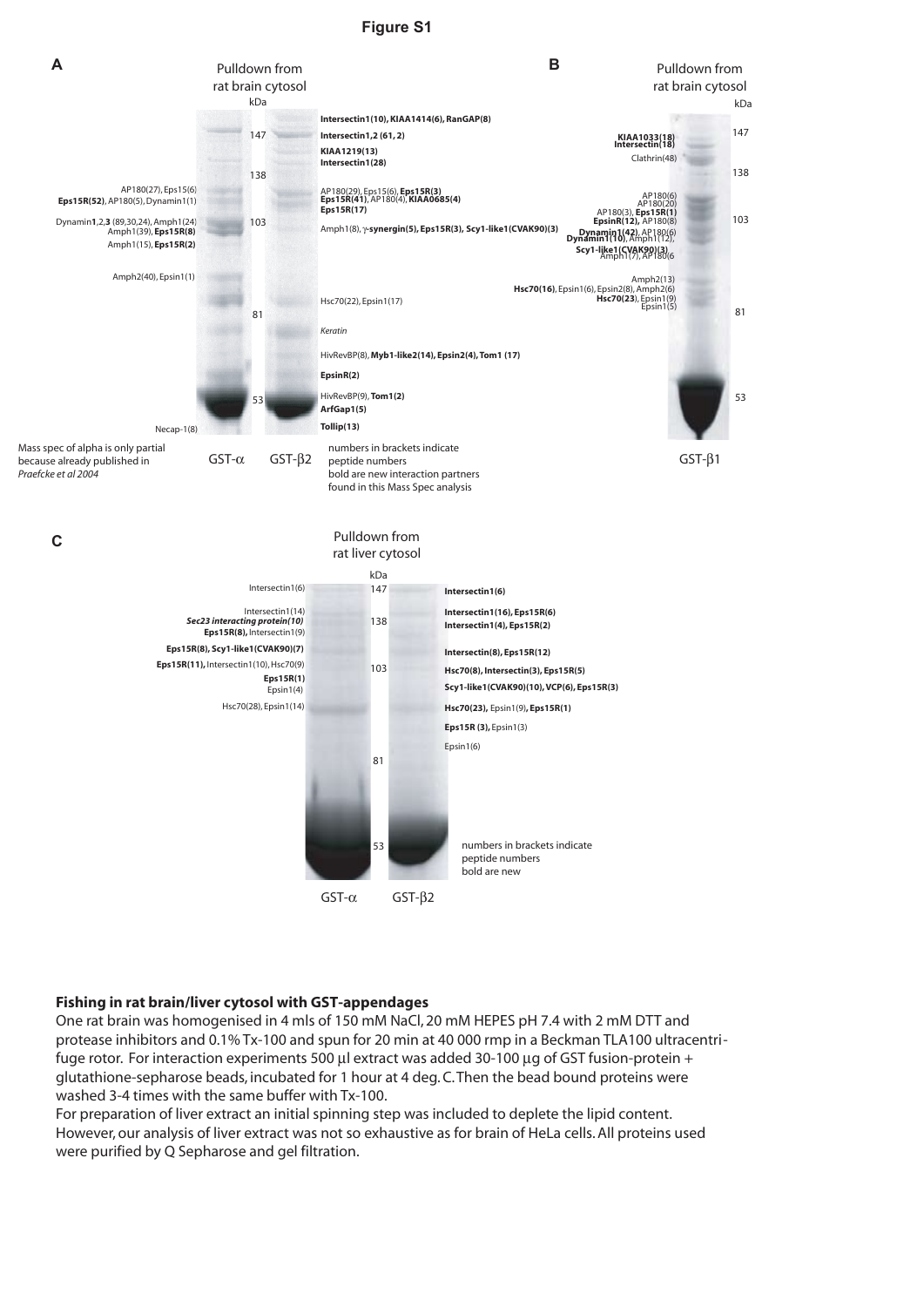# Figure S1

**A**

Pulldown from rat brain cytosol

kDa

| GST-α | kDa | GST-β2 |
|---|---|---|
| | | **Intersectin1(10), KIAA1414(6), RanGAP(8)** |
| | 147 | **Intersectin1,2 (61, 2)** |
| | | **KIAA1219(13)** |
| | | **Intersectin1(28)** |
| | 138 | |
| AP180(27), Eps15(6) **Eps15R(52)**, AP180(5), Dynamin1(1) | | AP180(29), Eps15(6), **Eps15R(3)** **Eps15R(41)**, AP180(4), **KIAA0685(4)** |
| | | **Eps15R(17)** |
| Dynamin**1**,2,**3** (89,30,24), Amph1(24) Amph1(39), **Eps15R(8)** | 103 | Amph1(8), **γ-synergin(5), Eps15R(3), Scy1-like1(CVAK90)(3)** |
| Amph1(15), **Eps15R(2)** | | |
| Amph2(40), Epsin1(1) | | |
| | | Hsc70(22), Epsin1(17) |
| | 81 | |
| | | *Keratin* |
| | | HivRevBP(8), **Myb1-like2(14), Epsin2(4), Tom1 (17)** |
| | | **EpsinR(2)** |
| | 53 | HivRevBP(9), **Tom1(2)** |
| | | **ArfGap1(5)** |
| | | **Tollip(13)** |
| Necap-1(8) | | |

Mass spec of alpha is only partial because already published in *Praefcke et al 2004*

numbers in brackets indicate peptide numbers
bold are new interaction partners found in this Mass Spec analysis

**B**

Pulldown from rat brain cytosol

| GST-β1 | kDa |
|---|---|
| **KIAA1033(18)** **Intersectin(18)** | 147 |
| Clathrin(48) | |
| | 138 |
| AP180(6) AP180(20) AP180(3), **Eps15R(1)** **EpsinR(12),** AP180(8) | 103 |
| **Dynamin1(42)**, AP180(6) **Dynamin1(10)**, Amph1(12), | |
| **Scy1-like1(CVAK90)(3)** Amph1(7), AP180(6 | |
| Amph2(13) **Hsc70(16)**, Epsin1(6), Epsin2(8), Amph2(6) **Hsc70(23)**, Epsin1(9) Epsin1(5) | |
| | 81 |
| | 53 |

**C**

Pulldown from rat liver cytosol

| GST-α | kDa | GST-β2 |
|---|---|---|
| Intersectin1(6) | 147 | **Intersectin1(6)** |
| Intersectin1(14) *Sec23 interacting protein(10)* **Eps15R(8),** Intersectin1(9) | 138 | **Intersectin1(16), Eps15R(6)** **Intersectin1(4), Eps15R(2)** |
| **Eps15R(8), Scy1-like1(CVAK90)(7)** | | **Intersectin(8), Eps15R(12)** |
| **Eps15R(11),** Intersectin1(10), Hsc70(9) | 103 | **Hsc70(8), Intersectin(3), Eps15R(5)** |
| **Eps15R(1)** Epsin1(4) | | **Scy1-like1(CVAK90)(10), VCP(6), Eps15R(3)** |
| Hsc70(28), Epsin1(14) | | **Hsc70(23),** Epsin1(9)**, Eps15R(1)** |
| | | **Eps15R (3),** Epsin1(3) |
| | | Epsin1(6) |
| | 81 | |
| | 53 | |

numbers in brackets indicate peptide numbers
bold are new

## Fishing in rat brain/liver cytosol with GST-appendages

One rat brain was homogenised in 4 mls of 150 mM NaCl, 20 mM HEPES pH 7.4 with 2 mM DTT and protease inhibitors and 0.1% Tx-100 and spun for 20 min at 40 000 rmp in a Beckman TLA100 ultracentrifuge rotor. For interaction experiments 500 μl extract was added 30-100 μg of GST fusion-protein + glutathione-sepharose beads, incubated for 1 hour at 4 deg. C. Then the bead bound proteins were washed 3-4 times with the same buffer with Tx-100.

For preparation of liver extract an initial spinning step was included to deplete the lipid content. However, our analysis of liver extract was not so exhaustive as for brain of HeLa cells. All proteins used were purified by Q Sepharose and gel filtration.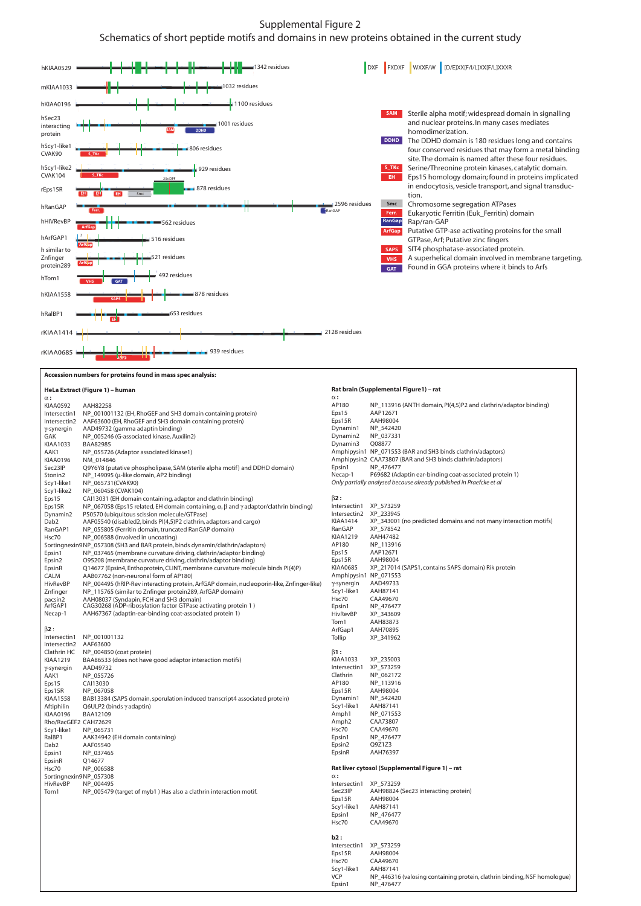# Supplemental Figure 2

## Schematics of short peptide motifs and domains in new proteins obtained in the current study

hKIAA0529 — 1342 residues

mKIAA1033 — 1032 residues

hKIAA0196 — 1100 residues

hSec23 interacting protein — 1001 residues (SAM, DDHD)

hScy1-like1 CVAK90 — 806 residues (S_TKc)

hScy1-like2 CVAK104 — 929 residues (S_TKc)

rEps15R — 878 residues (EH, EH, EH, Smc, 23x DPF)

hRanGAP — 2596 residues (Ferr., RanGAP)

hHIVRevBP — 562 residues (ArfGap)

hArfGAP1 — 516 residues (ArfGap)

h similar to Znfinger protein289 — 521 residues (ArfGap)

hTom1 — 492 residues (VHS, GAT)

hKIAA1558 — 878 residues (SAPS)

hRalBP1 — 653 residues (EH)

rKIAA1414 — 2128 residues

rKIAA0685 — 939 residues (SAPS)

DXF | FXDXF | WXXF/W | [D/E]XX[F/L/I]XX[F/L]XXXR

- **SAM** Sterile alpha motif; widespread domain in signalling and nuclear proteins. In many cases mediates homodimerization.
- **DDHD** The DDHD domain is 180 residues long and contains four conserved residues that may form a metal binding site. The domain is named after these four residues.
- **S_TKc** Serine/Threonine protein kinases, catalytic domain.
- **EH** Eps15 homology domain; found in proteins implicated in endocytosis, vesicle transport, and signal transduction.
- **Smc** Chromosome segregation ATPases
- **Ferr.** Eukaryotic Ferritin (Euk_Ferritin) domain
- **RanGap** Rap/ran-GAP
- **ArfGap** Putative GTP-ase activating proteins for the small GTPase, Arf; Putative zinc fingers
- **SAPS** SIT4 phosphatase-associated protein.
- **VHS** A superhelical domain involved in membrane targeting.
- **GAT** Found in GGA proteins where it binds to Arfs

**Accession numbers for proteins found in mass spec analysis:**

**HeLa Extract (Figure 1) – human**

α :

| | |
|---|---|
| KIAA0592 | AAH82258 |
| Intersectin1 | NP_001001132 (EH, RhoGEF and SH3 domain containing protein) |
| Intersectin2 | AAF63600 (EH, RhoGEF and SH3 domain containing protein) |
| γ-synergin | AAD49732 (gamma adaptin binding) |
| GAK | NP_005246 (G-associated kinase, Auxilin2) |
| KIAA1033 | BAA82985 |
| AAK1 | NP_055726 (Adaptor associated kinase1) |
| KIAA0196 | NM_014846 |
| Sec23IP | Q9Y6Y8 (putative phospholipase, SAM (sterile alpha motif) and DDHD domain) |
| Stonin2 | NP_149095 (μ-like domain, AP2 binding) |
| Scy1-like1 | NP_065731(CVAK90) |
| Scy1-like2 | NP_060458 (CVAK104) |
| Eps15 | CAI13031 (EH domain containing, adaptor and clathrin binding) |
| Eps15R | NP_067058 (Eps15 related, EH domain containing, α, β and γ adaptor/clathrin binding) |
| Dynamin2 | P50570 (ubiquitous scission molecule/GTPase) |
| Dab2 | AAF05540 (disabled2, binds PI(4,5)P2 clathrin, adaptors and cargo) |
| RanGAP1 | NP_055805 (Ferritin domain, truncated RanGAP domain) |
| Hsc70 | NP_006588 (involved in uncoating) |
| Sortingnexin9 | NP_057308 (SH3 and BAR protein, binds dynamin/clathrin/adaptors) |
| Epsin1 | NP_037465 (membrane curvature driving, clathrin/adaptor binding) |
| Epsin2 | O95208 (membrane curvature driving, clathrin/adaptor binding) |
| EpsinR | Q14677 (Epsin4, Enthoprotein, CLINT, membrane curvature molecule binds PI(4)P) |
| CALM | AAB07762 (non-neuronal form of AP180) |
| HivRevBP | NP_004495 (hRIP-Rev interacting protein, ArfGAP domain, nucleoporin-like, Znfinger-like) |
| Znfinger | NP_115765 (similar to Znfinger protein289, ArfGAP domain) |
| pacsin2 | AAH08037 (Syndapin, FCH and SH3 domain) |
| ArfGAP1 | CAG30268 (ADP-ribosylation factor GTPase activating protein 1 ) |
| Necap-1 | AAH67367 (adaptin-ear-binding coat-associated protein 1) |

β2 :

| | |
|---|---|
| Intersectin1 | NP_001001132 |
| Intersectin2 | AAF63600 |
| Clathrin HC | NP_004850 (coat protein) |
| KIAA1219 | BAA86533 (does not have good adaptor interaction motifs) |
| γ-synergin | AAD49732 |
| AAK1 | NP_055726 |
| Eps15 | CAI13030 |
| Eps15R | NP_067058 |
| KIAA1558 | BAB13384 (SAPS domain, sporulation induced transcript4 associated protein) |
| Aftiphilin | Q6ULP2 (binds γ adaptin) |
| KIAA0196 | BAA12109 |
| Rho/RacGEF2 | CAH72629 |
| Scy1-like1 | NP_065731 |
| RalBP1 | AAK34942 (EH domain containing) |
| Dab2 | AAF05540 |
| Epsin1 | NP_037465 |
| EpsinR | Q14677 |
| Hsc70 | NP_006588 |
| Sortingnexin9 | NP_057308 |
| HivRevBP | NP_004495 |
| Tom1 | NP_005479 (target of myb1 ) Has also a clathrin interaction motif. |

**Rat brain (Supplemental Figure1) – rat**

α :

| | |
|---|---|
| AP180 | NP_113916 (ANTH domain, PI(4,5)P2 and clathrin/adaptor binding) |
| Eps15 | AAP12671 |
| Eps15R | AAH98004 |
| Dynamin1 | NP_542420 |
| Dynamin2 | NP_037331 |
| Dynamin3 | Q08877 |
| Amphipysin1 | NP_071553 (BAR and SH3 binds clathrin/adaptors) |
| Amphipysin2 | CAA73807 (BAR and SH3 binds clathrin/adaptors) |
| Epsin1 | NP_476477 |
| Necap-1 | P69682 (Adaptin ear-binding coat-associated protein 1) |

*Only partially analysed because already published in Praefcke et al*

β2 :

| | |
|---|---|
| Intersectin1 | XP_573259 |
| Intersectin2 | XP_233945 |
| KIAA1414 | XP_343001 (no predicted domains and not many interaction motifs) |
| RanGAP | XP_578542 |
| KIAA1219 | AAH47482 |
| AP180 | NP_113916 |
| Eps15 | AAP12671 |
| Eps15R | AAH98004 |
| KIAA0685 | XP_217014 (SAPS1, contains SAPS domain) Rik protein |
| Amphipysin1 | NP_071553 |
| γ-synergin | AAD49733 |
| Scy1-like1 | AAH87141 |
| Hsc70 | CAA49670 |
| Epsin1 | NP_476477 |
| HivRevBP | XP_343609 |
| Tom1 | AAH83873 |
| ArfGap1 | AAH70895 |
| Tollip | XP_341962 |

β1 :

| | |
|---|---|
| KIAA1033 | XP_235003 |
| Intersectin1 | XP_573259 |
| Clathrin | NP_062172 |
| AP180 | NP_113916 |
| Eps15R | AAH98004 |
| Dynamin1 | NP_542420 |
| Scy1-like1 | AAH87141 |
| Amph1 | NP_071553 |
| Amph2 | CAA73807 |
| Hsc70 | CAA49670 |
| Epsin1 | NP_476477 |
| Epsin2 | Q9Z1Z3 |
| EpsinR | AAH76397 |

**Rat liver cytosol (Supplemental Figure 1) – rat**

α :

| | |
|---|---|
| Intersectin1 | XP_573259 |
| Sec23IP | AAH98824 (Sec23 interacting protein) |
| Eps15R | AAH98004 |
| Scy1-like1 | AAH87141 |
| Epsin1 | NP_476477 |
| Hsc70 | CAA49670 |

b2 :

| | |
|---|---|
| Intersectin1 | XP_573259 |
| Eps15R | AAH98004 |
| Hsc70 | CAA49670 |
| Scy1-like1 | AAH87141 |
| VCP | NP_446316 (valosing containing protein, clathrin binding, NSF homologue) |
| Epsin1 | NP_476477 |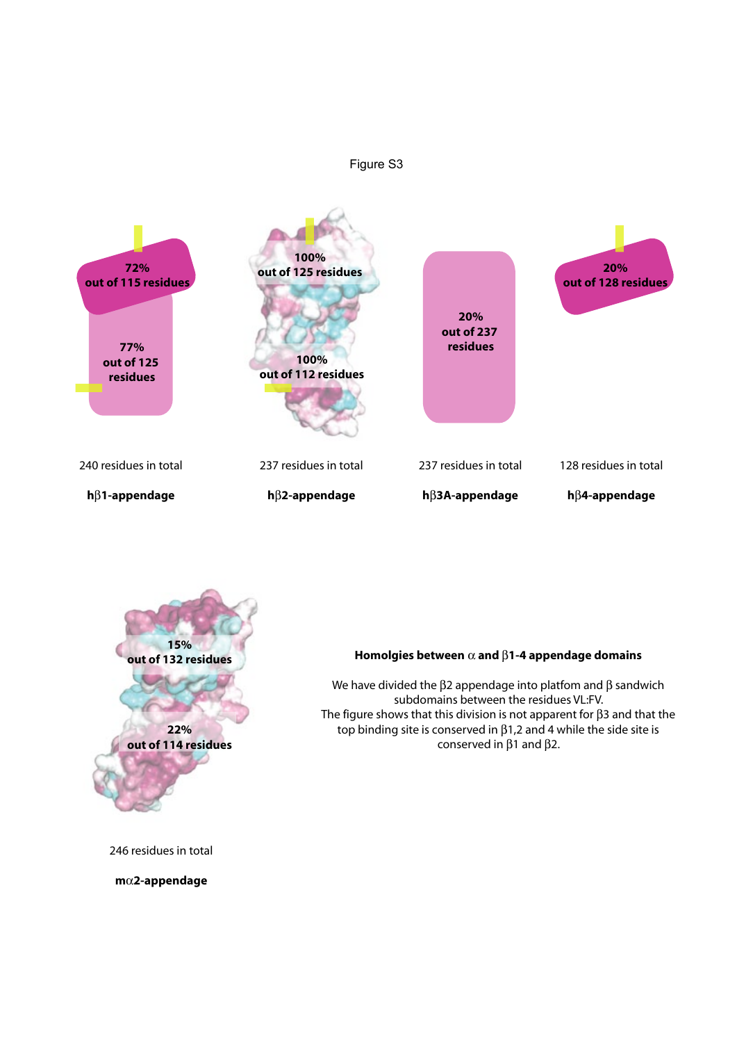Figure S3

72%
out of 115 residues

77%
out of 125
residues

240 residues in total

**hβ1-appendage**

100%
out of 125 residues

100%
out of 112 residues

237 residues in total

**hβ2-appendage**

20%
out of 237
residues

237 residues in total

**hβ3A-appendage**

20%
out of 128 residues

128 residues in total

**hβ4-appendage**

15%
out of 132 residues

22%
out of 114 residues

246 residues in total

**mα2-appendage**

**Homolgies between α and β1-4 appendage domains**

We have divided the β2 appendage into platfom and β sandwich subdomains between the residues VL:FV.
The figure shows that this division is not apparent for β3 and that the top binding site is conserved in β1,2 and 4 while the side site is conserved in β1 and β2.